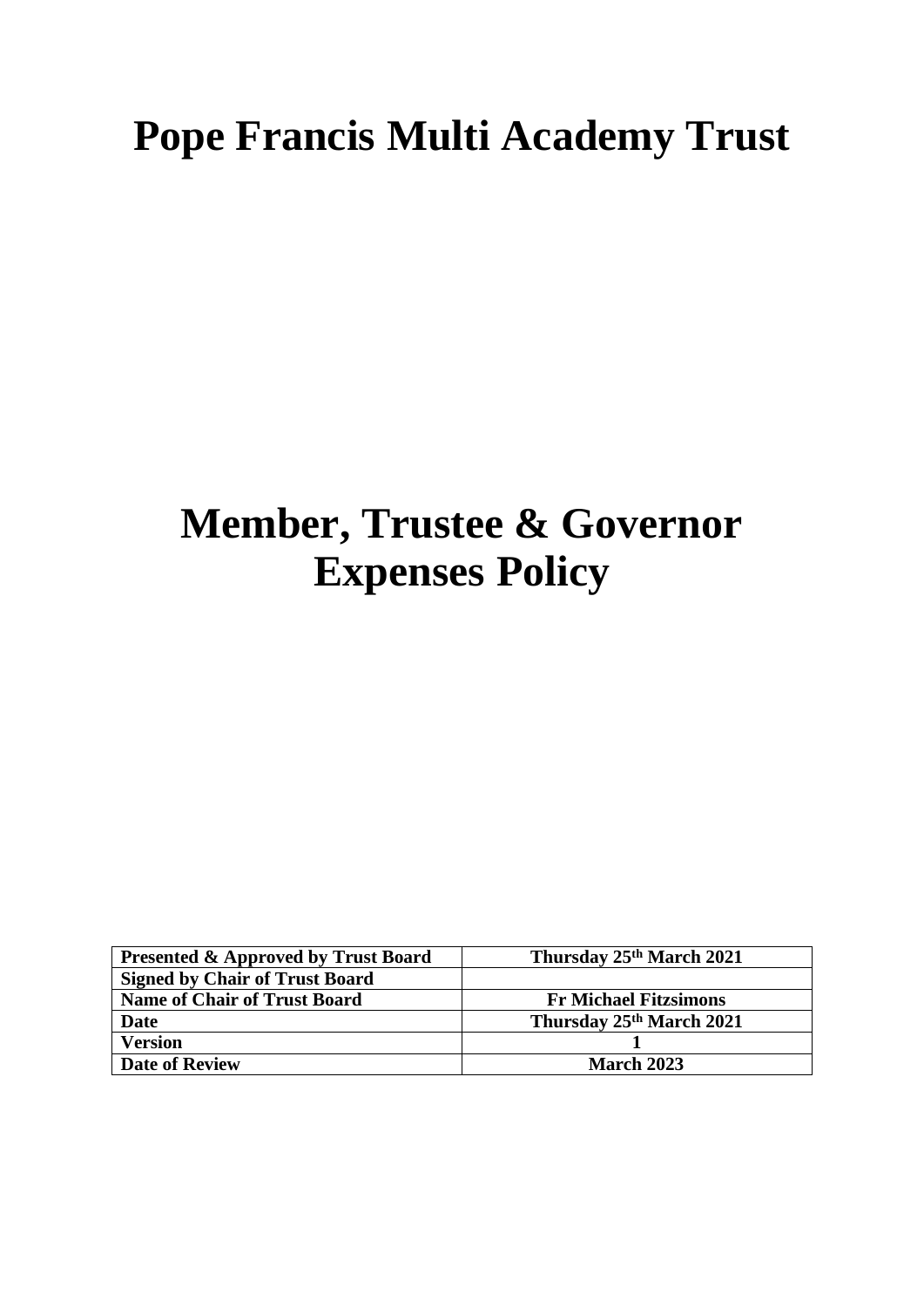# Pope Francis Multi Academy Trust

# Member, Trustee & Governor Expenses Policy

| Presented & Approved by Trust Board | Thursday 25th March 2021 |
|---|---|
| Signed by Chair of Trust Board | |
| Name of Chair of Trust Board | Fr Michael Fitzsimons |
| Date | Thursday 25th March 2021 |
| Version | 1 |
| Date of Review | March 2023 |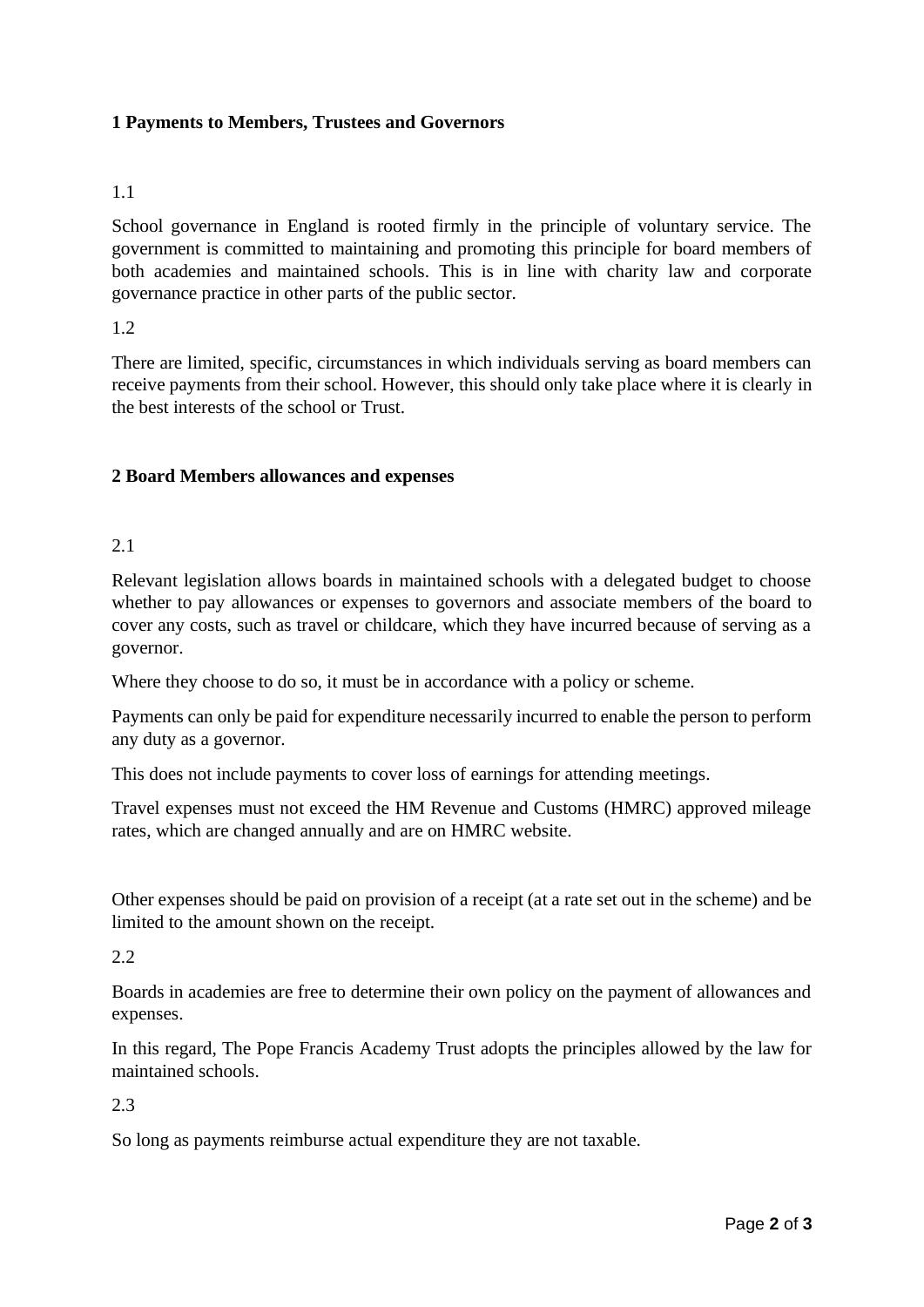## 1 Payments to Members, Trustees and Governors

1.1

School governance in England is rooted firmly in the principle of voluntary service. The government is committed to maintaining and promoting this principle for board members of both academies and maintained schools. This is in line with charity law and corporate governance practice in other parts of the public sector.

1.2

There are limited, specific, circumstances in which individuals serving as board members can receive payments from their school. However, this should only take place where it is clearly in the best interests of the school or Trust.

## 2 Board Members allowances and expenses

2.1

Relevant legislation allows boards in maintained schools with a delegated budget to choose whether to pay allowances or expenses to governors and associate members of the board to cover any costs, such as travel or childcare, which they have incurred because of serving as a governor.

Where they choose to do so, it must be in accordance with a policy or scheme.

Payments can only be paid for expenditure necessarily incurred to enable the person to perform any duty as a governor.

This does not include payments to cover loss of earnings for attending meetings.

Travel expenses must not exceed the HM Revenue and Customs (HMRC) approved mileage rates, which are changed annually and are on HMRC website.

Other expenses should be paid on provision of a receipt (at a rate set out in the scheme) and be limited to the amount shown on the receipt.

2.2

Boards in academies are free to determine their own policy on the payment of allowances and expenses.

In this regard, The Pope Francis Academy Trust adopts the principles allowed by the law for maintained schools.

2.3

So long as payments reimburse actual expenditure they are not taxable.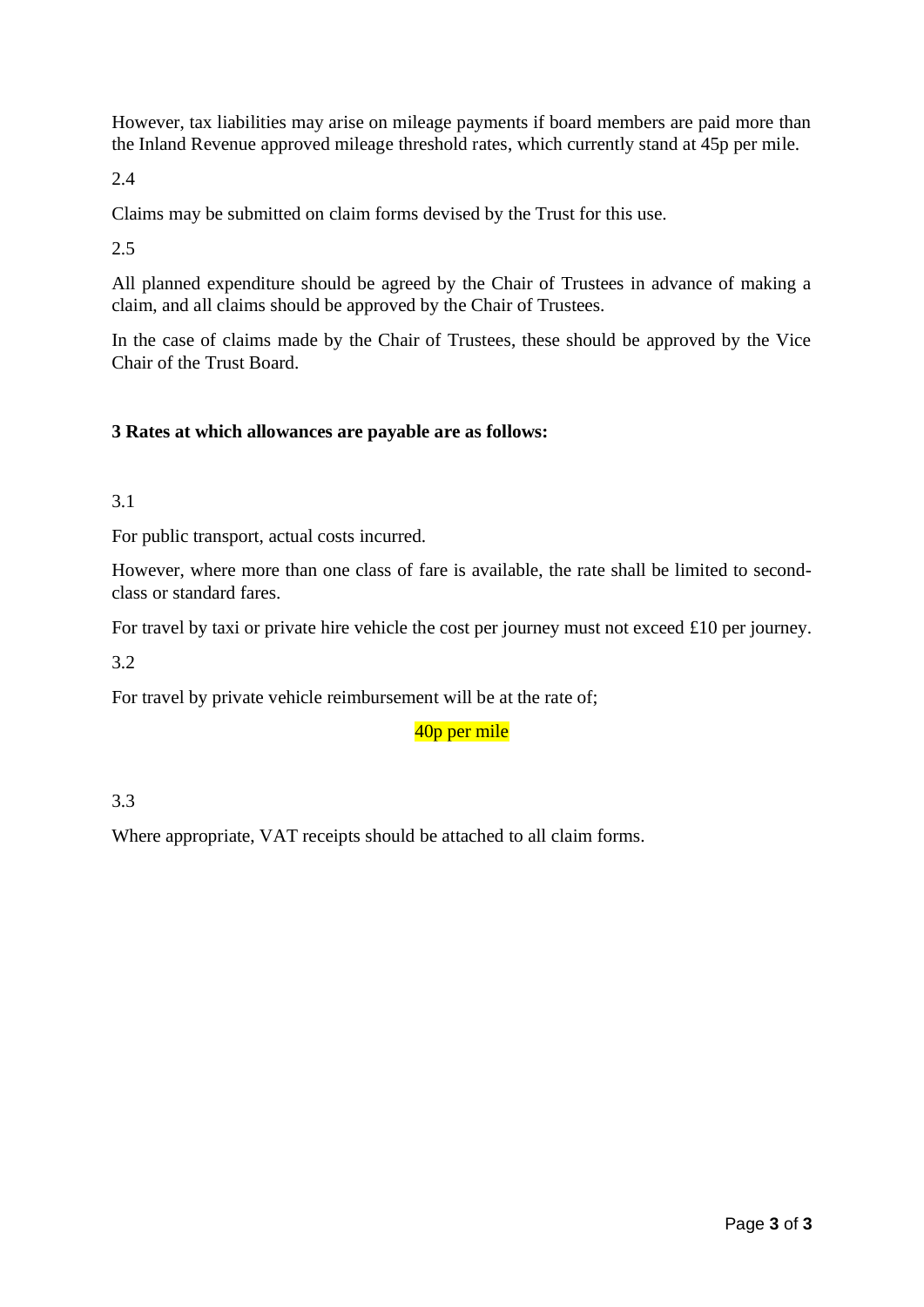However, tax liabilities may arise on mileage payments if board members are paid more than the Inland Revenue approved mileage threshold rates, which currently stand at 45p per mile.

2.4

Claims may be submitted on claim forms devised by the Trust for this use.

2.5

All planned expenditure should be agreed by the Chair of Trustees in advance of making a claim, and all claims should be approved by the Chair of Trustees.

In the case of claims made by the Chair of Trustees, these should be approved by the Vice Chair of the Trust Board.

**3 Rates at which allowances are payable are as follows:**

3.1

For public transport, actual costs incurred.

However, where more than one class of fare is available, the rate shall be limited to second-class or standard fares.

For travel by taxi or private hire vehicle the cost per journey must not exceed £10 per journey.

3.2

For travel by private vehicle reimbursement will be at the rate of;

40p per mile

3.3

Where appropriate, VAT receipts should be attached to all claim forms.